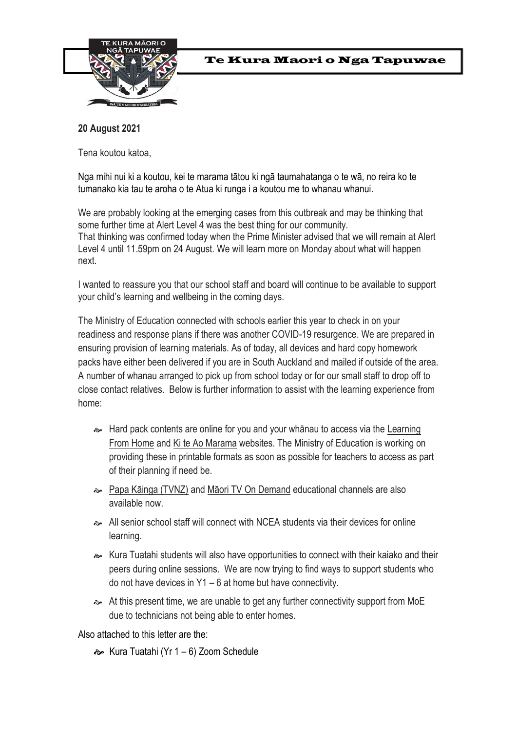# Te Kura Maori o Nga Tapuwae

**20 August 2021**

Tena koutou katoa,

Nga mihi nui ki a koutou, kei te marama tātou ki ngā taumahatanga o te wā, no reira ko te tumanako kia tau te aroha o te Atua ki runga i a koutou me to whanau whanui.

We are probably looking at the emerging cases from this outbreak and may be thinking that some further time at Alert Level 4 was the best thing for our community.
That thinking was confirmed today when the Prime Minister advised that we will remain at Alert Level 4 until 11.59pm on 24 August. We will learn more on Monday about what will happen next.

I wanted to reassure you that our school staff and board will continue to be available to support your child's learning and wellbeing in the coming days.

The Ministry of Education connected with schools earlier this year to check in on your readiness and response plans if there was another COVID-19 resurgence. We are prepared in ensuring provision of learning materials. As of today, all devices and hard copy homework packs have either been delivered if you are in South Auckland and mailed if outside of the area. A number of whanau arranged to pick up from school today or for our small staff to drop off to close contact relatives. Below is further information to assist with the learning experience from home:

- Hard pack contents are online for you and your whānau to access via the Learning From Home and Ki te Ao Marama websites. The Ministry of Education is working on providing these in printable formats as soon as possible for teachers to access as part of their planning if need be.
- Papa Kāinga (TVNZ) and Māori TV On Demand educational channels are also available now.
- All senior school staff will connect with NCEA students via their devices for online learning.
- Kura Tuatahi students will also have opportunities to connect with their kaiako and their peers during online sessions. We are now trying to find ways to support students who do not have devices in Y1 – 6 at home but have connectivity.
- At this present time, we are unable to get any further connectivity support from MoE due to technicians not being able to enter homes.

Also attached to this letter are the:

- Kura Tuatahi (Yr 1 – 6) Zoom Schedule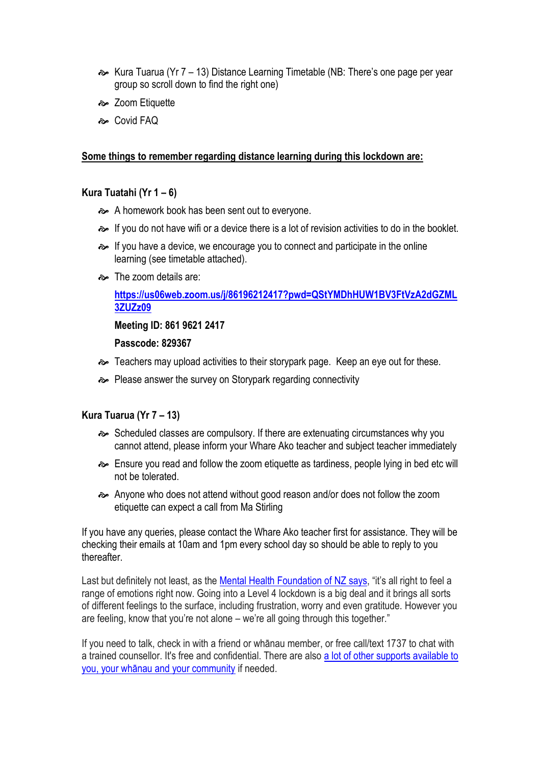- Kura Tuarua (Yr 7 – 13) Distance Learning Timetable (NB: There's one page per year group so scroll down to find the right one)
- Zoom Etiquette
- Covid FAQ

**Some things to remember regarding distance learning during this lockdown are:**

**Kura Tuatahi (Yr 1 – 6)**

- A homework book has been sent out to everyone.
- If you do not have wifi or a device there is a lot of revision activities to do in the booklet.
- If you have a device, we encourage you to connect and participate in the online learning (see timetable attached).
- The zoom details are:

  **[https://us06web.zoom.us/j/86196212417?pwd=QStYMDhHUW1BV3FtVzA2dGZML3ZUZz09](https://us06web.zoom.us/j/86196212417?pwd=QStYMDhHUW1BV3FtVzA2dGZML3ZUZz09)**

  **Meeting ID: 861 9621 2417**

  **Passcode: 829367**

- Teachers may upload activities to their storypark page. Keep an eye out for these.
- Please answer the survey on Storypark regarding connectivity

**Kura Tuarua (Yr 7 – 13)**

- Scheduled classes are compulsory. If there are extenuating circumstances why you cannot attend, please inform your Whare Ako teacher and subject teacher immediately
- Ensure you read and follow the zoom etiquette as tardiness, people lying in bed etc will not be tolerated.
- Anyone who does not attend without good reason and/or does not follow the zoom etiquette can expect a call from Ma Stirling

If you have any queries, please contact the Whare Ako teacher first for assistance. They will be checking their emails at 10am and 1pm every school day so should be able to reply to you thereafter.

Last but definitely not least, as the Mental Health Foundation of NZ says, "it's all right to feel a range of emotions right now. Going into a Level 4 lockdown is a big deal and it brings all sorts of different feelings to the surface, including frustration, worry and even gratitude. However you are feeling, know that you're not alone – we're all going through this together."

If you need to talk, check in with a friend or whānau member, or free call/text 1737 to chat with a trained counsellor. It's free and confidential. There are also a lot of other supports available to you, your whānau and your community if needed.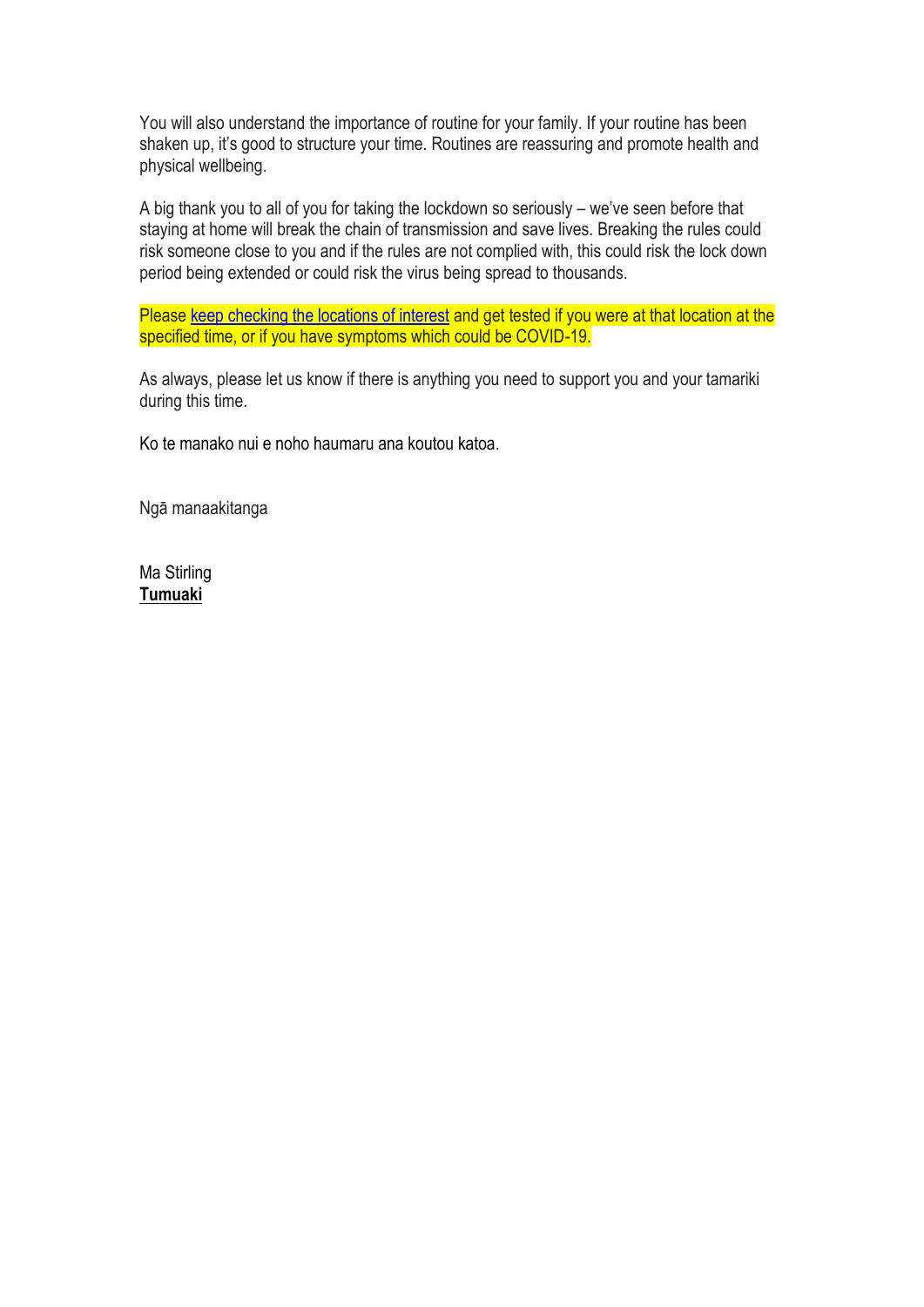You will also understand the importance of routine for your family. If your routine has been shaken up, it's good to structure your time. Routines are reassuring and promote health and physical wellbeing.

A big thank you to all of you for taking the lockdown so seriously – we've seen before that staying at home will break the chain of transmission and save lives. Breaking the rules could risk someone close to you and if the rules are not complied with, this could risk the lock down period being extended or could risk the virus being spread to thousands.

Please keep checking the locations of interest and get tested if you were at that location at the specified time, or if you have symptoms which could be COVID-19.

As always, please let us know if there is anything you need to support you and your tamariki during this time.

Ko te manako nui e noho haumaru ana koutou katoa.

Ngā manaakitanga

Ma Stirling
**Tumuaki**